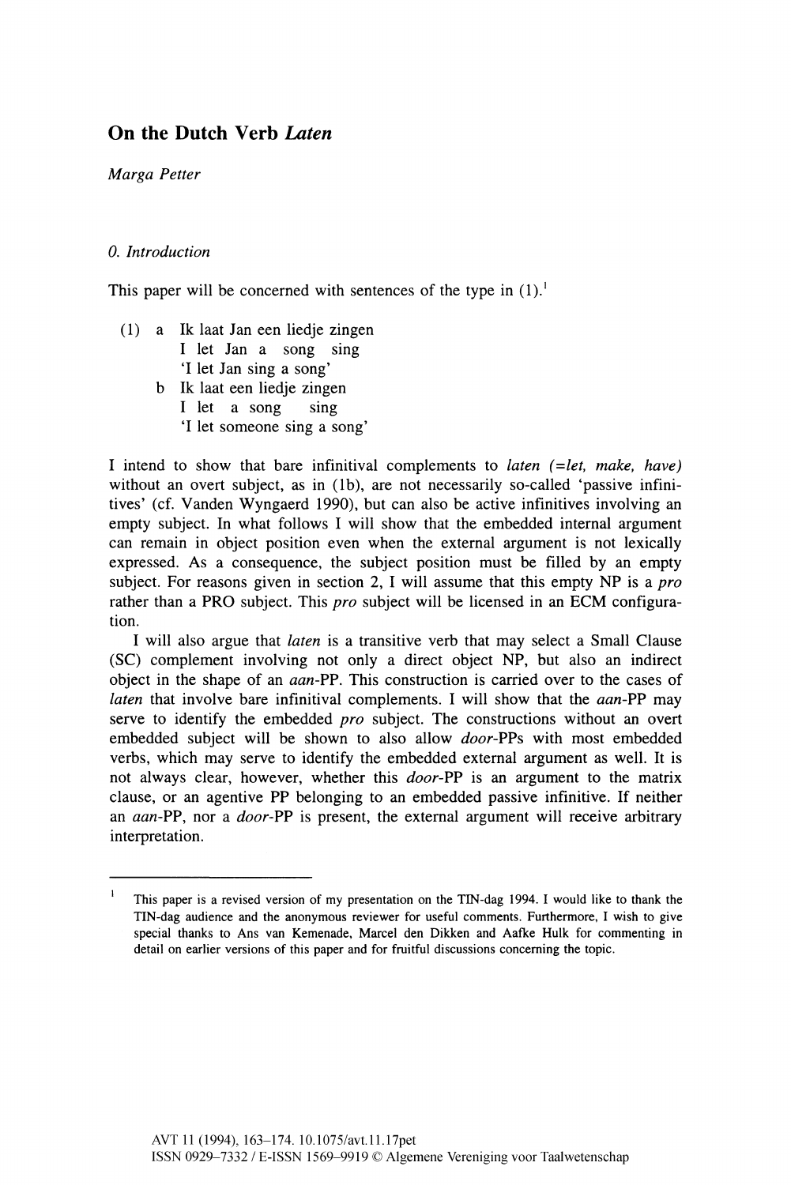# On the Dutch Verb *Laten*

*Marga Petter*

## *0. Introduction*

This paper will be concerned with sentences of the type in (1).[1]

(1) a Ik laat Jan een liedje zingen
   I let Jan a song sing
   'I let Jan sing a song'
  b Ik laat een liedje zingen
   I let a song sing
   'I let someone sing a song'

I intend to show that bare infinitival complements to *laten (=let, make, have)* without an overt subject, as in (1b), are not necessarily so-called 'passive infinitives' (cf. Vanden Wyngaerd 1990), but can also be active infinitives involving an empty subject. In what follows I will show that the embedded internal argument can remain in object position even when the external argument is not lexically expressed. As a consequence, the subject position must be filled by an empty subject. For reasons given in section 2, I will assume that this empty NP is a *pro* rather than a PRO subject. This *pro* subject will be licensed in an ECM configuration.

I will also argue that *laten* is a transitive verb that may select a Small Clause (SC) complement involving not only a direct object NP, but also an indirect object in the shape of an *aan*-PP. This construction is carried over to the cases of *laten* that involve bare infinitival complements. I will show that the *aan*-PP may serve to identify the embedded *pro* subject. The constructions without an overt embedded subject will be shown to also allow *door*-PPs with most embedded verbs, which may serve to identify the embedded external argument as well. It is not always clear, however, whether this *door*-PP is an argument to the matrix clause, or an agentive PP belonging to an embedded passive infinitive. If neither an *aan*-PP, nor a *door*-PP is present, the external argument will receive arbitrary interpretation.

---

[1] This paper is a revised version of my presentation on the TIN-dag 1994. I would like to thank the TIN-dag audience and the anonymous reviewer for useful comments. Furthermore, I wish to give special thanks to Ans van Kemenade, Marcel den Dikken and Aafke Hulk for commenting in detail on earlier versions of this paper and for fruitful discussions concerning the topic.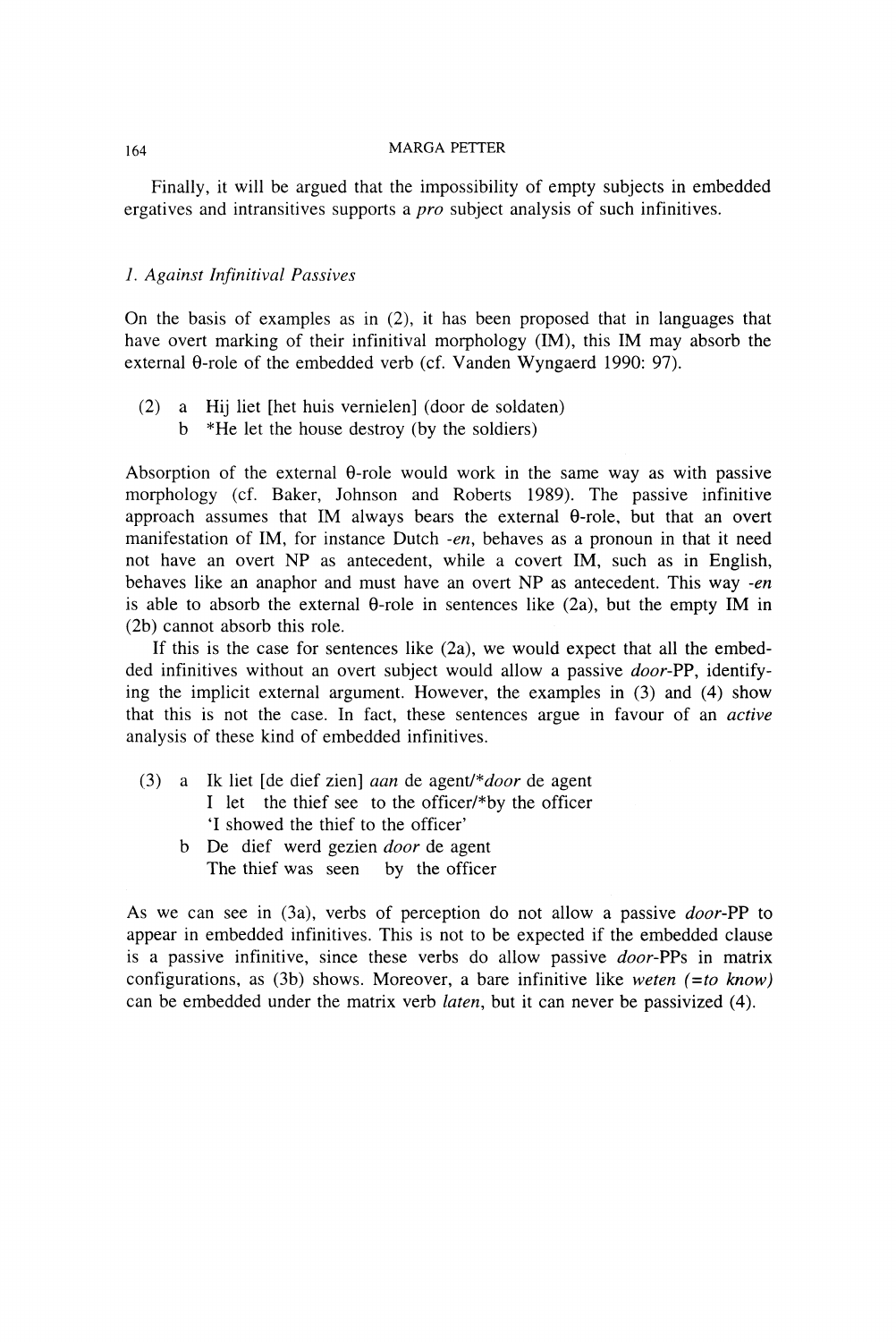Finally, it will be argued that the impossibility of empty subjects in embedded ergatives and intransitives supports a *pro* subject analysis of such infinitives.

## *1. Against Infinitival Passives*

On the basis of examples as in (2), it has been proposed that in languages that have overt marking of their infinitival morphology (IM), this IM may absorb the external θ-role of the embedded verb (cf. Vanden Wyngaerd 1990: 97).

(2) a Hij liet [het huis vernielen] (door de soldaten)
    b *He let the house destroy (by the soldiers)

Absorption of the external θ-role would work in the same way as with passive morphology (cf. Baker, Johnson and Roberts 1989). The passive infinitive approach assumes that IM always bears the external θ-role, but that an overt manifestation of IM, for instance Dutch *-en*, behaves as a pronoun in that it need not have an overt NP as antecedent, while a covert IM, such as in English, behaves like an anaphor and must have an overt NP as antecedent. This way *-en* is able to absorb the external θ-role in sentences like (2a), but the empty IM in (2b) cannot absorb this role.

If this is the case for sentences like (2a), we would expect that all the embedded infinitives without an overt subject would allow a passive *door*-PP, identifying the implicit external argument. However, the examples in (3) and (4) show that this is not the case. In fact, these sentences argue in favour of an *active* analysis of these kind of embedded infinitives.

(3) a Ik liet [de dief zien] *aan* de agent/**door* de agent
    I let the thief see to the officer/*by the officer
    'I showed the thief to the officer'
    b De dief werd gezien *door* de agent
    The thief was seen by the officer

As we can see in (3a), verbs of perception do not allow a passive *door*-PP to appear in embedded infinitives. This is not to be expected if the embedded clause is a passive infinitive, since these verbs do allow passive *door*-PPs in matrix configurations, as (3b) shows. Moreover, a bare infinitive like *weten (=to know)* can be embedded under the matrix verb *laten*, but it can never be passivized (4).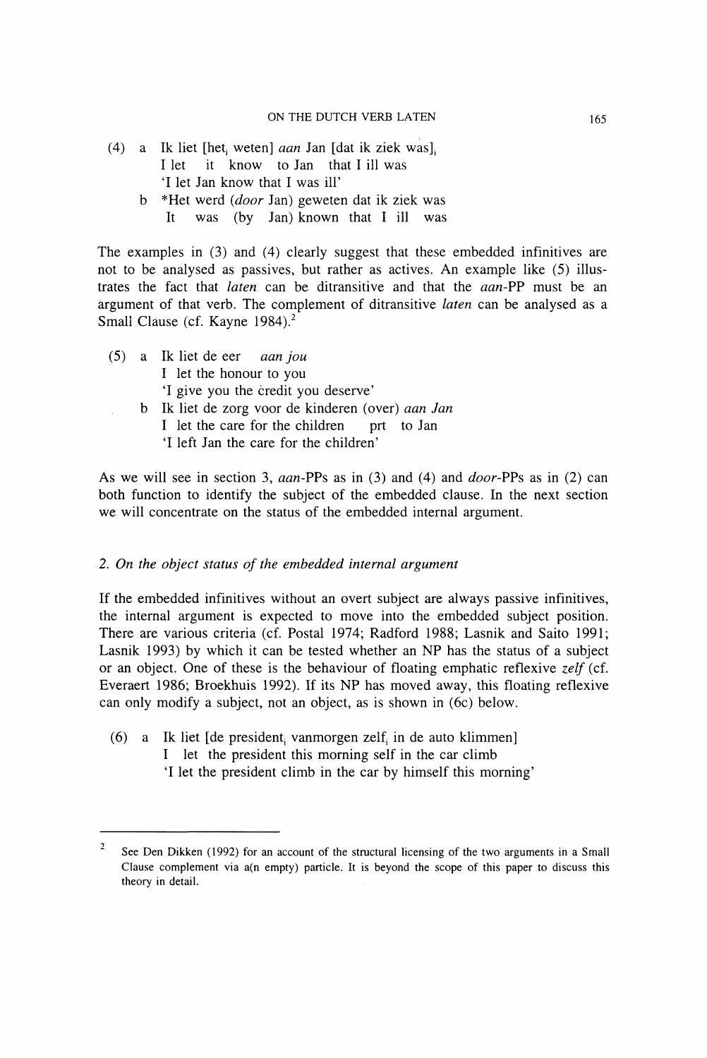(4) a Ik liet [het$_i$ weten] *aan* Jan [dat ik ziek was]$_i$
  I let it know to Jan that I ill was
  'I let Jan know that I was ill'

 b *Het werd (*door* Jan) geweten dat ik ziek was
  It was (by Jan) known that I ill was

The examples in (3) and (4) clearly suggest that these embedded infinitives are not to be analysed as passives, but rather as actives. An example like (5) illustrates the fact that *laten* can be ditransitive and that the *aan*-PP must be an argument of that verb. The complement of ditransitive *laten* can be analysed as a Small Clause (cf. Kayne 1984).[2]

(5) a Ik liet de eer *aan jou*
  I let the honour to you
  'I give you the credit you deserve'

 b Ik liet de zorg voor de kinderen (over) *aan Jan*
  I let the care for the children prt to Jan
  'I left Jan the care for the children'

As we will see in section 3, *aan*-PPs as in (3) and (4) and *door*-PPs as in (2) can both function to identify the subject of the embedded clause. In the next section we will concentrate on the status of the embedded internal argument.

## 2. *On the object status of the embedded internal argument*

If the embedded infinitives without an overt subject are always passive infinitives, the internal argument is expected to move into the embedded subject position. There are various criteria (cf. Postal 1974; Radford 1988; Lasnik and Saito 1991; Lasnik 1993) by which it can be tested whether an NP has the status of a subject or an object. One of these is the behaviour of floating emphatic reflexive *zelf* (cf. Everaert 1986; Broekhuis 1992). If its NP has moved away, this floating reflexive can only modify a subject, not an object, as is shown in (6c) below.

(6) a Ik liet [de president$_i$ vanmorgen zelf$_i$ in de auto klimmen]
  I let the president this morning self in the car climb
  'I let the president climb in the car by himself this morning'

---

[2] See Den Dikken (1992) for an account of the structural licensing of the two arguments in a Small Clause complement via a(n empty) particle. It is beyond the scope of this paper to discuss this theory in detail.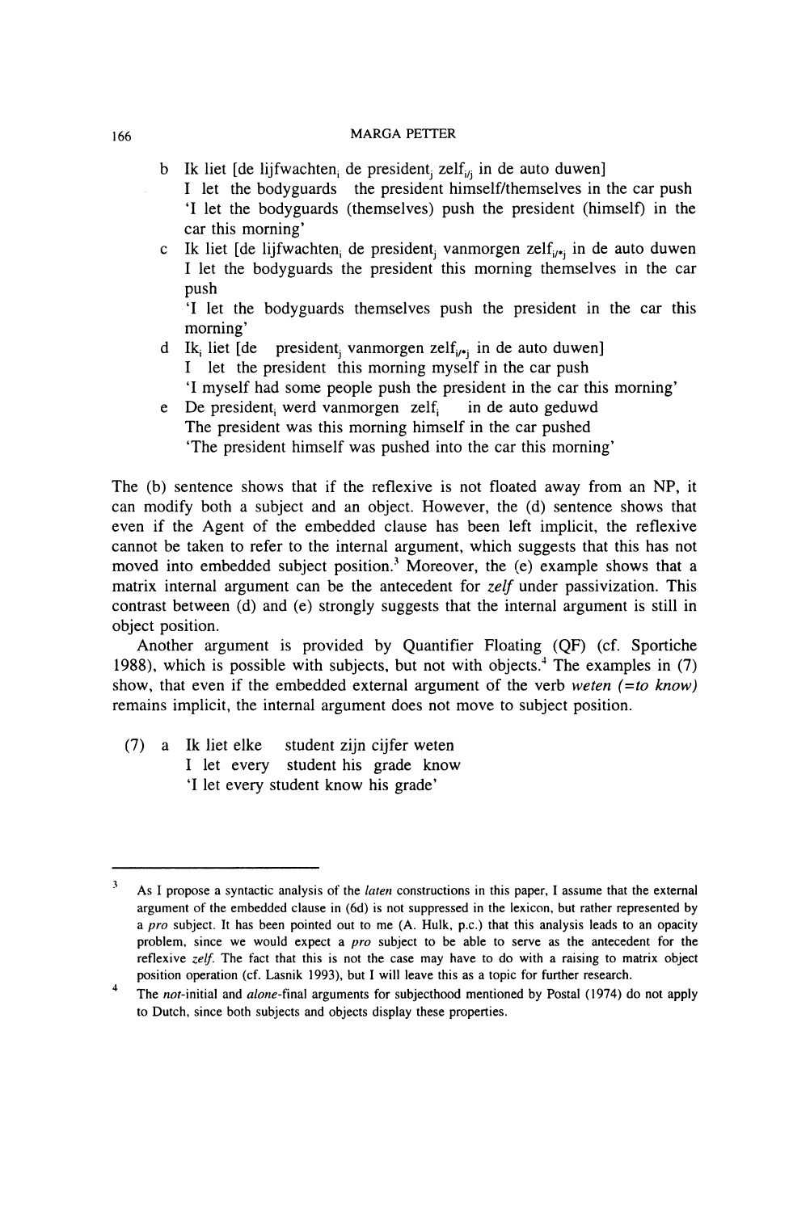b Ik liet [de lijfwachten$_i$ de president$_j$ zelf$_{i/j}$ in de auto duwen]
   I let the bodyguards the president himself/themselves in the car push
   'I let the bodyguards (themselves) push the president (himself) in the car this morning'

c Ik liet [de lijfwachten$_i$ de president$_j$ vanmorgen zelf$_{i/*j}$ in de auto duwen
   I let the bodyguards the president this morning themselves in the car push
   'I let the bodyguards themselves push the president in the car this morning'

d Ik$_i$ liet [de president$_j$ vanmorgen zelf$_{i/*j}$ in de auto duwen]
   I let the president this morning myself in the car push
   'I myself had some people push the president in the car this morning'

e De president$_i$ werd vanmorgen zelf$_i$ in de auto geduwd
   The president was this morning himself in the car pushed
   'The president himself was pushed into the car this morning'

The (b) sentence shows that if the reflexive is not floated away from an NP, it can modify both a subject and an object. However, the (d) sentence shows that even if the Agent of the embedded clause has been left implicit, the reflexive cannot be taken to refer to the internal argument, which suggests that this has not moved into embedded subject position.[3] Moreover, the (e) example shows that a matrix internal argument can be the antecedent for *zelf* under passivization. This contrast between (d) and (e) strongly suggests that the internal argument is still in object position.

Another argument is provided by Quantifier Floating (QF) (cf. Sportiche 1988), which is possible with subjects, but not with objects.[4] The examples in (7) show, that even if the embedded external argument of the verb *weten (=to know)* remains implicit, the internal argument does not move to subject position.

(7) a Ik liet elke student zijn cijfer weten
   I let every student his grade know
   'I let every student know his grade'

---

[3] As I propose a syntactic analysis of the *laten* constructions in this paper, I assume that the external argument of the embedded clause in (6d) is not suppressed in the lexicon, but rather represented by a *pro* subject. It has been pointed out to me (A. Hulk, p.c.) that this analysis leads to an opacity problem, since we would expect a *pro* subject to be able to serve as the antecedent for the reflexive *zelf*. The fact that this is not the case may have to do with a raising to matrix object position operation (cf. Lasnik 1993), but I will leave this as a topic for further research.

[4] The *not*-initial and *alone*-final arguments for subjecthood mentioned by Postal (1974) do not apply to Dutch, since both subjects and objects display these properties.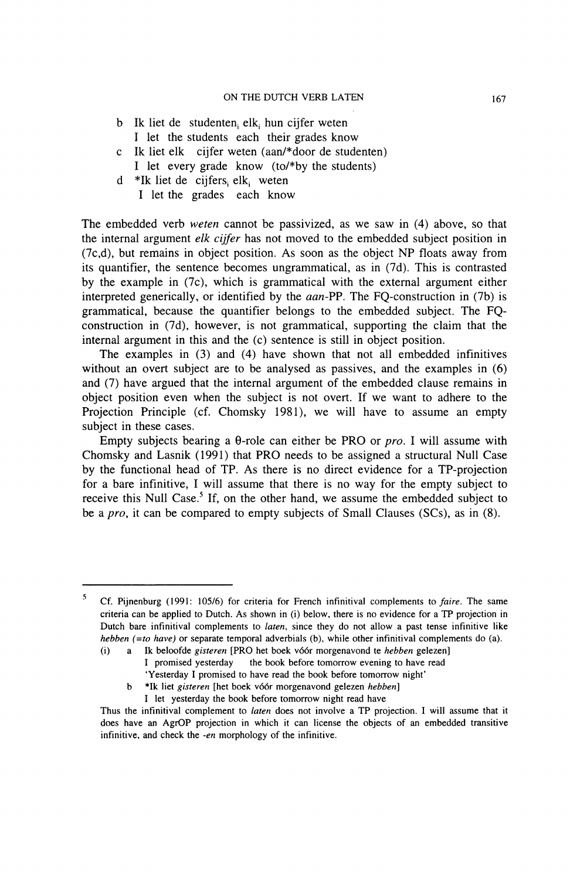b Ik liet de studenten$_i$ elk$_i$ hun cijfer weten
   I let the students each their grades know

c Ik liet elk cijfer weten (aan/*door de studenten)
   I let every grade know (to/*by the students)

d *Ik liet de cijfers$_i$ elk$_i$ weten
   I let the grades each know

The embedded verb *weten* cannot be passivized, as we saw in (4) above, so that the internal argument *elk cijfer* has not moved to the embedded subject position in (7c,d), but remains in object position. As soon as the object NP floats away from its quantifier, the sentence becomes ungrammatical, as in (7d). This is contrasted by the example in (7c), which is grammatical with the external argument either interpreted generically, or identified by the *aan*-PP. The FQ-construction in (7b) is grammatical, because the quantifier belongs to the embedded subject. The FQ-construction in (7d), however, is not grammatical, supporting the claim that the internal argument in this and the (c) sentence is still in object position.

The examples in (3) and (4) have shown that not all embedded infinitives without an overt subject are to be analysed as passives, and the examples in (6) and (7) have argued that the internal argument of the embedded clause remains in object position even when the subject is not overt. If we want to adhere to the Projection Principle (cf. Chomsky 1981), we will have to assume an empty subject in these cases.

Empty subjects bearing a θ-role can either be PRO or *pro*. I will assume with Chomsky and Lasnik (1991) that PRO needs to be assigned a structural Null Case by the functional head of TP. As there is no direct evidence for a TP-projection for a bare infinitive, I will assume that there is no way for the empty subject to receive this Null Case.[5] If, on the other hand, we assume the embedded subject to be a *pro*, it can be compared to empty subjects of Small Clauses (SCs), as in (8).

---

[5] Cf. Pijnenburg (1991: 105/6) for criteria for French infinitival complements to *faire*. The same criteria can be applied to Dutch. As shown in (i) below, there is no evidence for a TP projection in Dutch bare infinitival complements to *laten*, since they do not allow a past tense infinitive like *hebben* (=*to have*) or separate temporal adverbials (b), while other infinitival complements do (a).

(i) a Ik beloofde *gisteren* [PRO het boek vóór morgenavond te *hebben* gelezen]
   I promised yesterday the book before tomorrow evening to have read
   'Yesterday I promised to have read the book before tomorrow night'

b *Ik liet *gisteren* [het boek vóór morgenavond gelezen *hebben*]
   I let yesterday the book before tomorrow night read have

Thus the infinitival complement to *laten* does not involve a TP projection. I will assume that it does have an AgrOP projection in which it can license the objects of an embedded transitive infinitive, and check the *-en* morphology of the infinitive.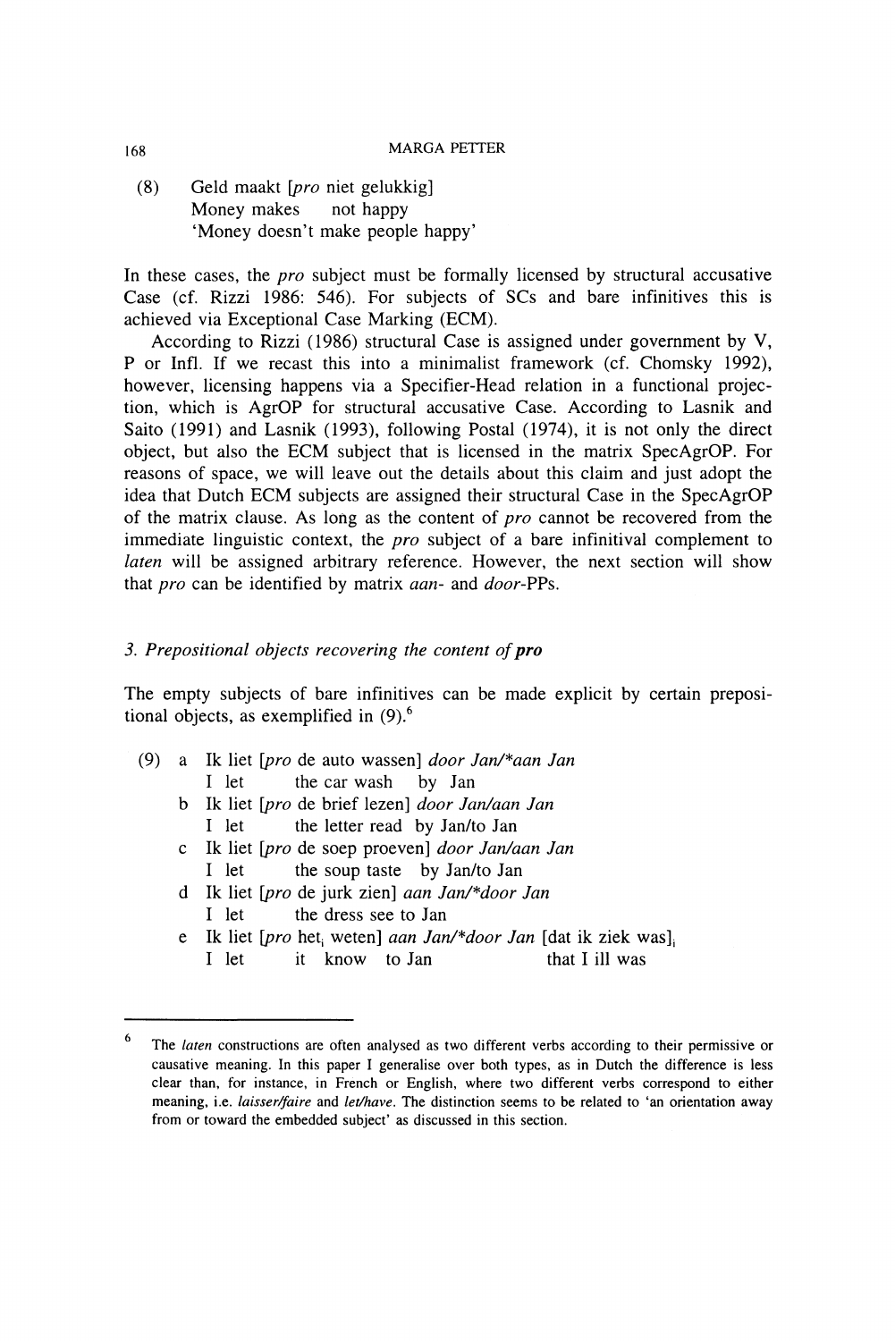(8) Geld maakt [*pro* niet gelukkig]
    Money makes not happy
    'Money doesn't make people happy'

In these cases, the *pro* subject must be formally licensed by structural accusative Case (cf. Rizzi 1986: 546). For subjects of SCs and bare infinitives this is achieved via Exceptional Case Marking (ECM).

According to Rizzi (1986) structural Case is assigned under government by V, P or Infl. If we recast this into a minimalist framework (cf. Chomsky 1992), however, licensing happens via a Specifier-Head relation in a functional projection, which is AgrOP for structural accusative Case. According to Lasnik and Saito (1991) and Lasnik (1993), following Postal (1974), it is not only the direct object, but also the ECM subject that is licensed in the matrix SpecAgrOP. For reasons of space, we will leave out the details about this claim and just adopt the idea that Dutch ECM subjects are assigned their structural Case in the SpecAgrOP of the matrix clause. As long as the content of *pro* cannot be recovered from the immediate linguistic context, the *pro* subject of a bare infinitival complement to *laten* will be assigned arbitrary reference. However, the next section will show that *pro* can be identified by matrix *aan-* and *door*-PPs.

### *3. Prepositional objects recovering the content of* ***pro***

The empty subjects of bare infinitives can be made explicit by certain prepositional objects, as exemplified in (9).[6]

(9) a Ik liet [*pro* de auto wassen] *door Jan/\*aan Jan*
      I let the car wash by Jan
    b Ik liet [*pro* de brief lezen] *door Jan/aan Jan*
      I let the letter read by Jan/to Jan
    c Ik liet [*pro* de soep proeven] *door Jan/aan Jan*
      I let the soup taste by Jan/to Jan
    d Ik liet [*pro* de jurk zien] *aan Jan/\*door Jan*
      I let the dress see to Jan
    e Ik liet [*pro* het$_i$ weten] *aan Jan/\*door Jan* [dat ik ziek was]$_i$
      I let it know to Jan that I ill was

[6] The *laten* constructions are often analysed as two different verbs according to their permissive or causative meaning. In this paper I generalise over both types, as in Dutch the difference is less clear than, for instance, in French or English, where two different verbs correspond to either meaning, i.e. *laisser/faire* and *let/have*. The distinction seems to be related to 'an orientation away from or toward the embedded subject' as discussed in this section.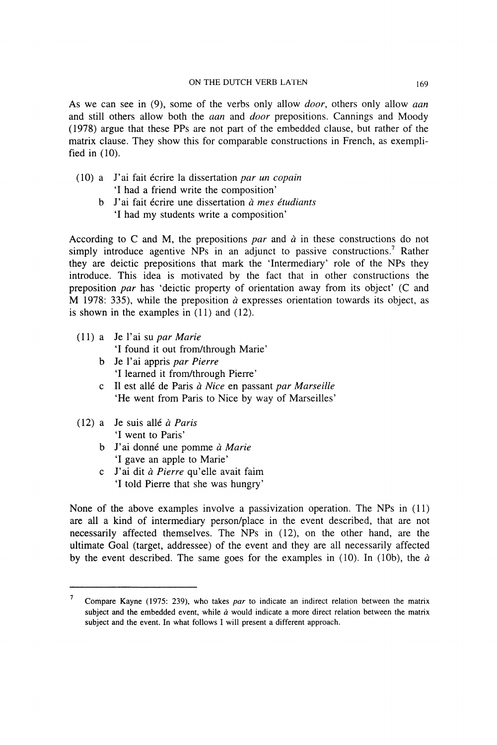As we can see in (9), some of the verbs only allow *door*, others only allow *aan* and still others allow both the *aan* and *door* prepositions. Cannings and Moody (1978) argue that these PPs are not part of the embedded clause, but rather of the matrix clause. They show this for comparable constructions in French, as exemplified in (10).

(10) a J'ai fait écrire la dissertation *par un copain*
'I had a friend write the composition'
b J'ai fait écrire une dissertation *à mes étudiants*
'I had my students write a composition'

According to C and M, the prepositions *par* and *à* in these constructions do not simply introduce agentive NPs in an adjunct to passive constructions.[7] Rather they are deictic prepositions that mark the 'Intermediary' role of the NPs they introduce. This idea is motivated by the fact that in other constructions the preposition *par* has 'deictic property of orientation away from its object' (C and M 1978: 335), while the preposition *à* expresses orientation towards its object, as is shown in the examples in (11) and (12).

(11) a Je l'ai su *par Marie*
'I found it out from/through Marie'
b Je l'ai appris *par Pierre*
'I learned it from/through Pierre'
c Il est allé de Paris *à Nice* en passant *par Marseille*
'He went from Paris to Nice by way of Marseilles'

(12) a Je suis allé *à Paris*
'I went to Paris'
b J'ai donné une pomme *à Marie*
'I gave an apple to Marie'
c J'ai dit *à Pierre* qu'elle avait faim
'I told Pierre that she was hungry'

None of the above examples involve a passivization operation. The NPs in (11) are all a kind of intermediary person/place in the event described, that are not necessarily affected themselves. The NPs in (12), on the other hand, are the ultimate Goal (target, addressee) of the event and they are all necessarily affected by the event described. The same goes for the examples in (10). In (10b), the *à*

---

[7] Compare Kayne (1975: 239), who takes *par* to indicate an indirect relation between the matrix subject and the embedded event, while *à* would indicate a more direct relation between the matrix subject and the event. In what follows I will present a different approach.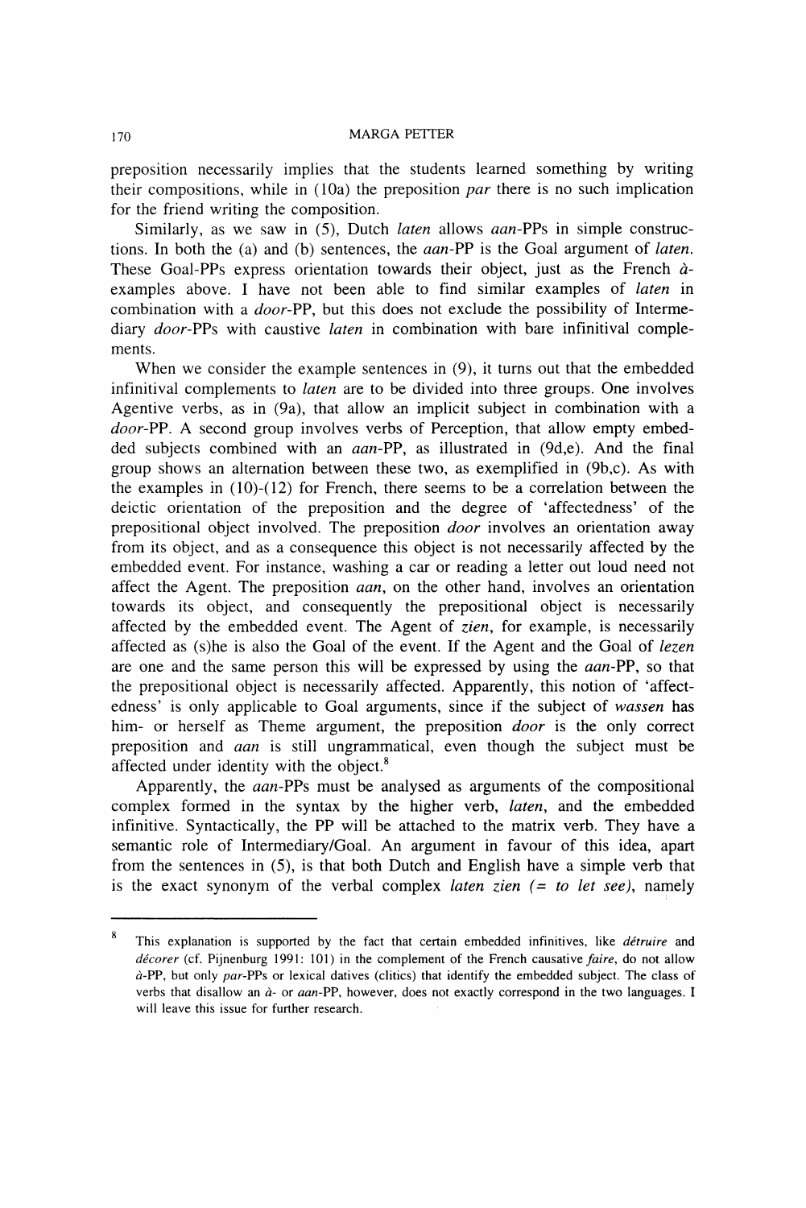preposition necessarily implies that the students learned something by writing their compositions, while in (10a) the preposition *par* there is no such implication for the friend writing the composition.

Similarly, as we saw in (5), Dutch *laten* allows *aan*-PPs in simple constructions. In both the (a) and (b) sentences, the *aan*-PP is the Goal argument of *laten*. These Goal-PPs express orientation towards their object, just as the French *à*-examples above. I have not been able to find similar examples of *laten* in combination with a *door*-PP, but this does not exclude the possibility of Intermediary *door*-PPs with caustive *laten* in combination with bare infinitival complements.

When we consider the example sentences in (9), it turns out that the embedded infinitival complements to *laten* are to be divided into three groups. One involves Agentive verbs, as in (9a), that allow an implicit subject in combination with a *door*-PP. A second group involves verbs of Perception, that allow empty embedded subjects combined with an *aan*-PP, as illustrated in (9d,e). And the final group shows an alternation between these two, as exemplified in (9b,c). As with the examples in (10)-(12) for French, there seems to be a correlation between the deictic orientation of the preposition and the degree of 'affectedness' of the prepositional object involved. The preposition *door* involves an orientation away from its object, and as a consequence this object is not necessarily affected by the embedded event. For instance, washing a car or reading a letter out loud need not affect the Agent. The preposition *aan*, on the other hand, involves an orientation towards its object, and consequently the prepositional object is necessarily affected by the embedded event. The Agent of *zien*, for example, is necessarily affected as (s)he is also the Goal of the event. If the Agent and the Goal of *lezen* are one and the same person this will be expressed by using the *aan*-PP, so that the prepositional object is necessarily affected. Apparently, this notion of 'affectedness' is only applicable to Goal arguments, since if the subject of *wassen* has him- or herself as Theme argument, the preposition *door* is the only correct preposition and *aan* is still ungrammatical, even though the subject must be affected under identity with the object.[8]

Apparently, the *aan*-PPs must be analysed as arguments of the compositional complex formed in the syntax by the higher verb, *laten*, and the embedded infinitive. Syntactically, the PP will be attached to the matrix verb. They have a semantic role of Intermediary/Goal. An argument in favour of this idea, apart from the sentences in (5), is that both Dutch and English have a simple verb that is the exact synonym of the verbal complex *laten zien* (= *to let see*), namely

---

[8] This explanation is supported by the fact that certain embedded infinitives, like *détruire* and *décorer* (cf. Pijnenburg 1991: 101) in the complement of the French causative *faire*, do not allow *à*-PP, but only *par*-PPs or lexical datives (clitics) that identify the embedded subject. The class of verbs that disallow an *à*- or *aan*-PP, however, does not exactly correspond in the two languages. I will leave this issue for further research.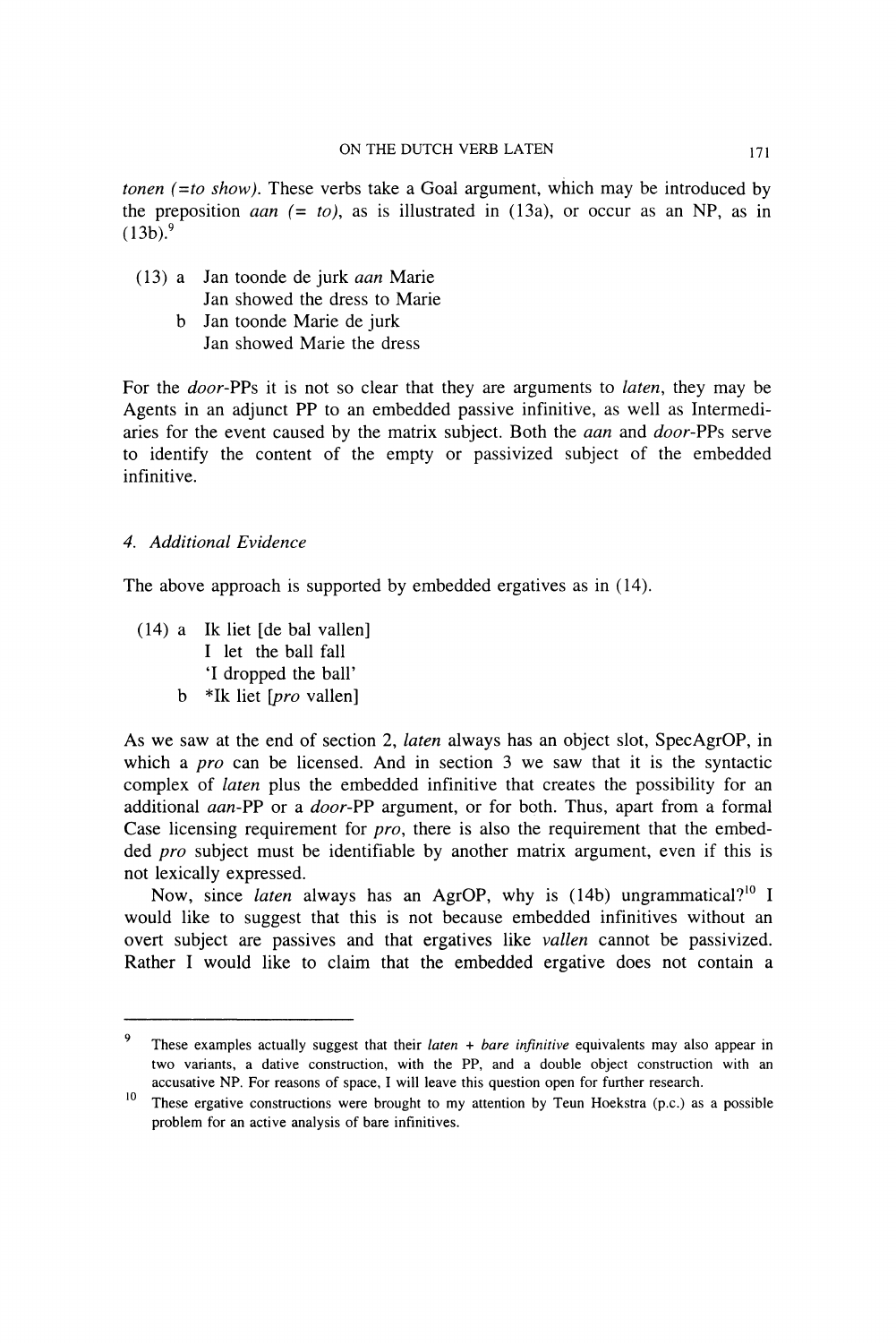*tonen (=to show)*. These verbs take a Goal argument, which may be introduced by the preposition *aan (= to)*, as is illustrated in (13a), or occur as an NP, as in (13b).[9]

(13) a Jan toonde de jurk *aan* Marie
       Jan showed the dress to Marie
     b Jan toonde Marie de jurk
       Jan showed Marie the dress

For the *door*-PPs it is not so clear that they are arguments to *laten*, they may be Agents in an adjunct PP to an embedded passive infinitive, as well as Intermediaries for the event caused by the matrix subject. Both the *aan* and *door*-PPs serve to identify the content of the empty or passivized subject of the embedded infinitive.

### 4. *Additional Evidence*

The above approach is supported by embedded ergatives as in (14).

(14) a Ik liet [de bal vallen]
       I let the ball fall
       'I dropped the ball'
     b *Ik liet [*pro* vallen]

As we saw at the end of section 2, *laten* always has an object slot, SpecAgrOP, in which a *pro* can be licensed. And in section 3 we saw that it is the syntactic complex of *laten* plus the embedded infinitive that creates the possibility for an additional *aan*-PP or a *door*-PP argument, or for both. Thus, apart from a formal Case licensing requirement for *pro*, there is also the requirement that the embedded *pro* subject must be identifiable by another matrix argument, even if this is not lexically expressed.

Now, since *laten* always has an AgrOP, why is (14b) ungrammatical?[10] I would like to suggest that this is not because embedded infinitives without an overt subject are passives and that ergatives like *vallen* cannot be passivized. Rather I would like to claim that the embedded ergative does not contain a

---

[9] These examples actually suggest that their *laten + bare infinitive* equivalents may also appear in two variants, a dative construction, with the PP, and a double object construction with an accusative NP. For reasons of space, I will leave this question open for further research.

[10] These ergative constructions were brought to my attention by Teun Hoekstra (p.c.) as a possible problem for an active analysis of bare infinitives.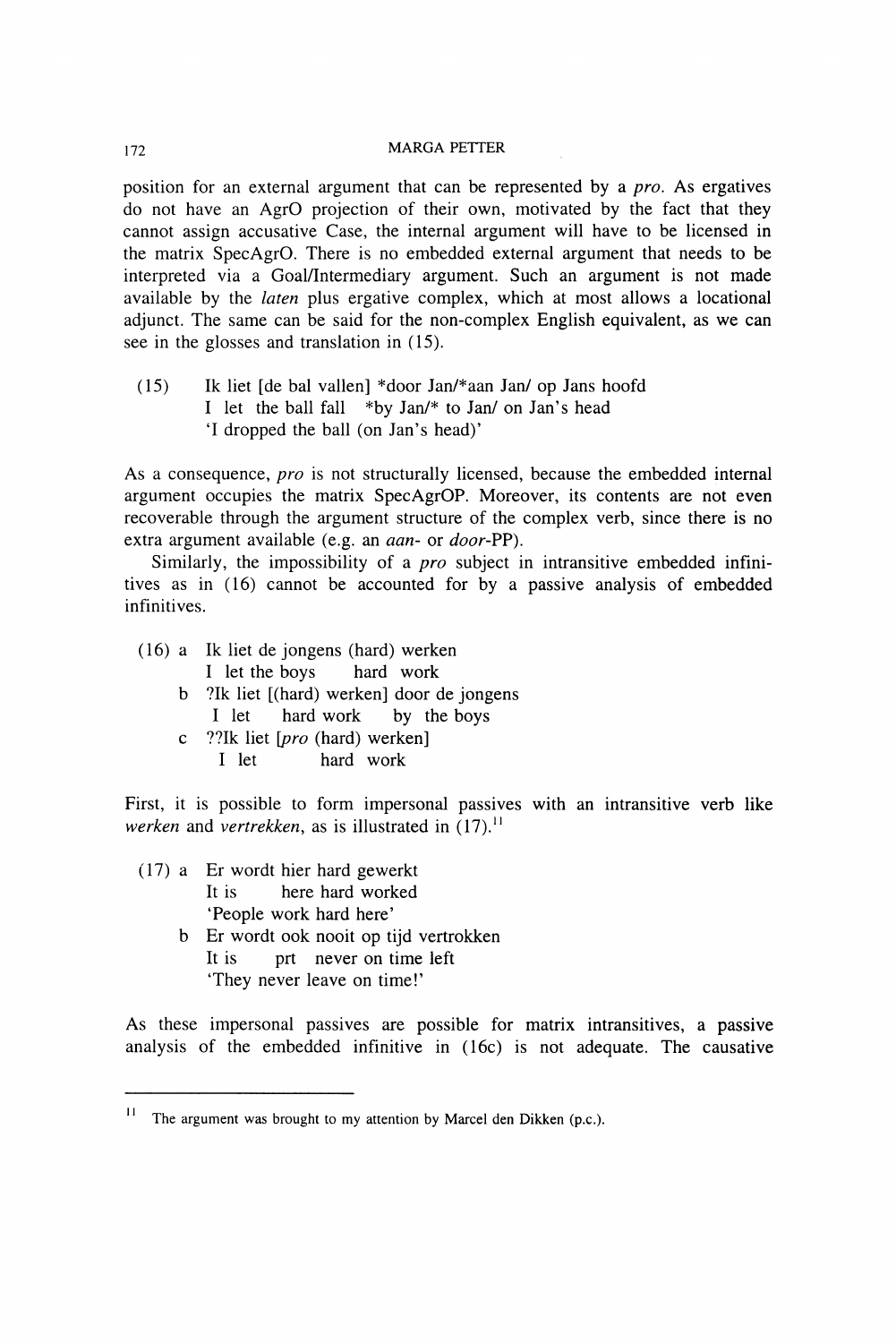position for an external argument that can be represented by a *pro*. As ergatives do not have an AgrO projection of their own, motivated by the fact that they cannot assign accusative Case, the internal argument will have to be licensed in the matrix SpecAgrO. There is no embedded external argument that needs to be interpreted via a Goal/Intermediary argument. Such an argument is not made available by the *laten* plus ergative complex, which at most allows a locational adjunct. The same can be said for the non-complex English equivalent, as we can see in the glosses and translation in (15).

(15) Ik liet [de bal vallen] *door Jan/*aan Jan/ op Jans hoofd
 I let the ball fall *by Jan/* to Jan/ on Jan's head
 'I dropped the ball (on Jan's head)'

As a consequence, *pro* is not structurally licensed, because the embedded internal argument occupies the matrix SpecAgrOP. Moreover, its contents are not even recoverable through the argument structure of the complex verb, since there is no extra argument available (e.g. an *aan*- or *door*-PP).

Similarly, the impossibility of a *pro* subject in intransitive embedded infinitives as in (16) cannot be accounted for by a passive analysis of embedded infinitives.

(16) a Ik liet de jongens (hard) werken
 I let the boys hard work
 b ?Ik liet [(hard) werken] door de jongens
 I let hard work by the boys
 c ??Ik liet [*pro* (hard) werken]
 I let hard work

First, it is possible to form impersonal passives with an intransitive verb like *werken* and *vertrekken*, as is illustrated in (17).[11]

(17) a Er wordt hier hard gewerkt
 It is here hard worked
 'People work hard here'
 b Er wordt ook nooit op tijd vertrokken
 It is prt never on time left
 'They never leave on time!'

As these impersonal passives are possible for matrix intransitives, a passive analysis of the embedded infinitive in (16c) is not adequate. The causative

[11] The argument was brought to my attention by Marcel den Dikken (p.c.).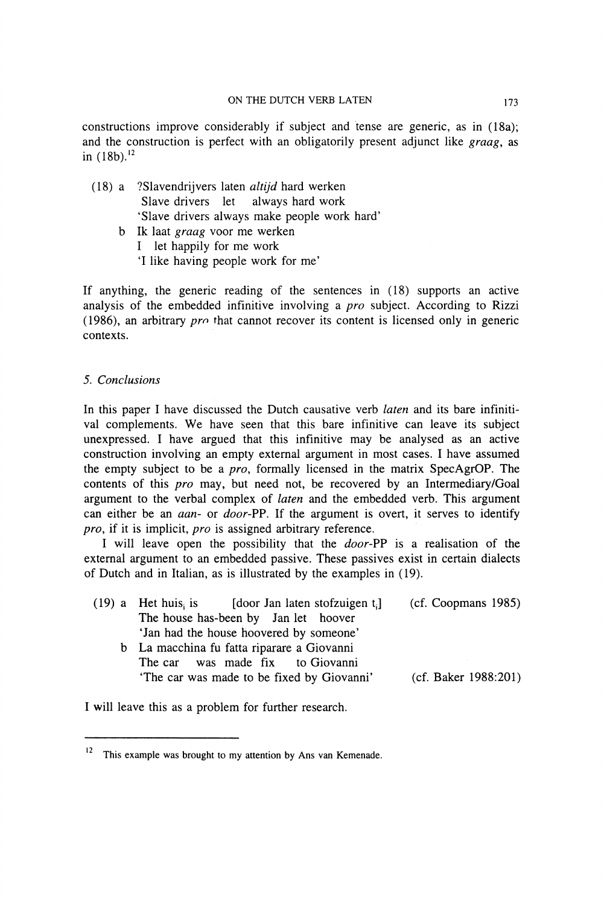constructions improve considerably if subject and tense are generic, as in (18a); and the construction is perfect with an obligatorily present adjunct like *graag*, as in (18b).[12]

(18) a ?Slavendrijvers laten *altijd* hard werken
  Slave drivers let always hard work
  'Slave drivers always make people work hard'

b Ik laat *graag* voor me werken
  I let happily for me work
  'I like having people work for me'

If anything, the generic reading of the sentences in (18) supports an active analysis of the embedded infinitive involving a *pro* subject. According to Rizzi (1986), an arbitrary *pro* that cannot recover its content is licensed only in generic contexts.

## 5. Conclusions

In this paper I have discussed the Dutch causative verb *laten* and its bare infinitival complements. We have seen that this bare infinitive can leave its subject unexpressed. I have argued that this infinitive may be analysed as an active construction involving an empty external argument in most cases. I have assumed the empty subject to be a *pro*, formally licensed in the matrix SpecAgrOP. The contents of this *pro* may, but need not, be recovered by an Intermediary/Goal argument to the verbal complex of *laten* and the embedded verb. This argument can either be an *aan-* or *door*-PP. If the argument is overt, it serves to identify *pro*, if it is implicit, *pro* is assigned arbitrary reference.

I will leave open the possibility that the *door*-PP is a realisation of the external argument to an embedded passive. These passives exist in certain dialects of Dutch and in Italian, as is illustrated by the examples in (19).

(19) a Het huis$_i$ is [door Jan laten stofzuigen t$_i$] (cf. Coopmans 1985)
  The house has-been by Jan let hoover
  'Jan had the house hoovered by someone'

b La macchina fu fatta riparare a Giovanni
  The car was made fix to Giovanni
  'The car was made to be fixed by Giovanni' (cf. Baker 1988:201)

I will leave this as a problem for further research.

---

[12] This example was brought to my attention by Ans van Kemenade.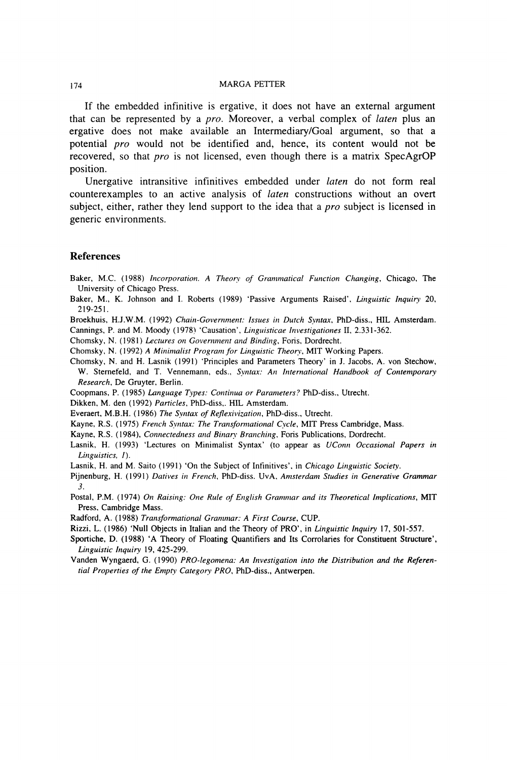If the embedded infinitive is ergative, it does not have an external argument that can be represented by a *pro*. Moreover, a verbal complex of *laten* plus an ergative does not make available an Intermediary/Goal argument, so that a potential *pro* would not be identified and, hence, its content would not be recovered, so that *pro* is not licensed, even though there is a matrix SpecAgrOP position.

Unergative intransitive infinitives embedded under *laten* do not form real counterexamples to an active analysis of *laten* constructions without an overt subject, either, rather they lend support to the idea that a *pro* subject is licensed in generic environments.

## References

Baker, M.C. (1988) *Incorporation. A Theory of Grammatical Function Changing*, Chicago, The University of Chicago Press.

Baker, M., K. Johnson and I. Roberts (1989) 'Passive Arguments Raised', *Linguistic Inquiry* 20, 219-251.

Broekhuis, H.J.W.M. (1992) *Chain-Government: Issues in Dutch Syntax*, PhD-diss., HIL Amsterdam.

Cannings, P. and M. Moody (1978) 'Causation', *Linguisticae Investigationes* II, 2.331-362.

Chomsky, N. (1981) *Lectures on Government and Binding*, Foris, Dordrecht.

Chomsky, N. (1992) *A Minimalist Program for Linguistic Theory*, MIT Working Papers.

Chomsky, N. and H. Lasnik (1991) 'Principles and Parameters Theory' in J. Jacobs, A. von Stechow, W. Sternefeld, and T. Vennemann, eds., *Syntax: An International Handbook of Contemporary Research*, De Gruyter, Berlin.

Coopmans, P. (1985) *Language Types: Continua or Parameters?* PhD-diss., Utrecht.

Dikken, M. den (1992) *Particles*, PhD-diss,. HIL Amsterdam.

Everaert, M.B.H. (1986) *The Syntax of Reflexivization*, PhD-diss., Utrecht.

Kayne, R.S. (1975) *French Syntax: The Transformational Cycle*, MIT Press Cambridge, Mass.

Kayne, R.S. (1984), *Connectedness and Binary Branching*, Foris Publications, Dordrecht.

Lasnik, H. (1993) 'Lectures on Minimalist Syntax' (to appear as *UConn Occasional Papers in Linguistics, 1*).

Lasnik, H. and M. Saito (1991) 'On the Subject of Infinitives', in *Chicago Linguistic Society*.

Pijnenburg, H. (1991) *Datives in French*, PhD-diss. UvA, *Amsterdam Studies in Generative Grammar 3*.

Postal, P.M. (1974) *On Raising: One Rule of English Grammar and its Theoretical Implications*, MIT Press, Cambridge Mass.

Radford, A. (1988) *Transformational Grammar: A First Course*, CUP.

Rizzi, L. (1986) 'Null Objects in Italian and the Theory of PRO', in *Linguistic Inquiry* 17, 501-557.

Sportiche, D. (1988) 'A Theory of Floating Quantifiers and Its Corrolaries for Constituent Structure', *Linguistic Inquiry* 19, 425-299.

Vanden Wyngaerd, G. (1990) *PRO-legomena: An Investigation into the Distribution and the Referential Properties of the Empty Category PRO*, PhD-diss., Antwerpen.